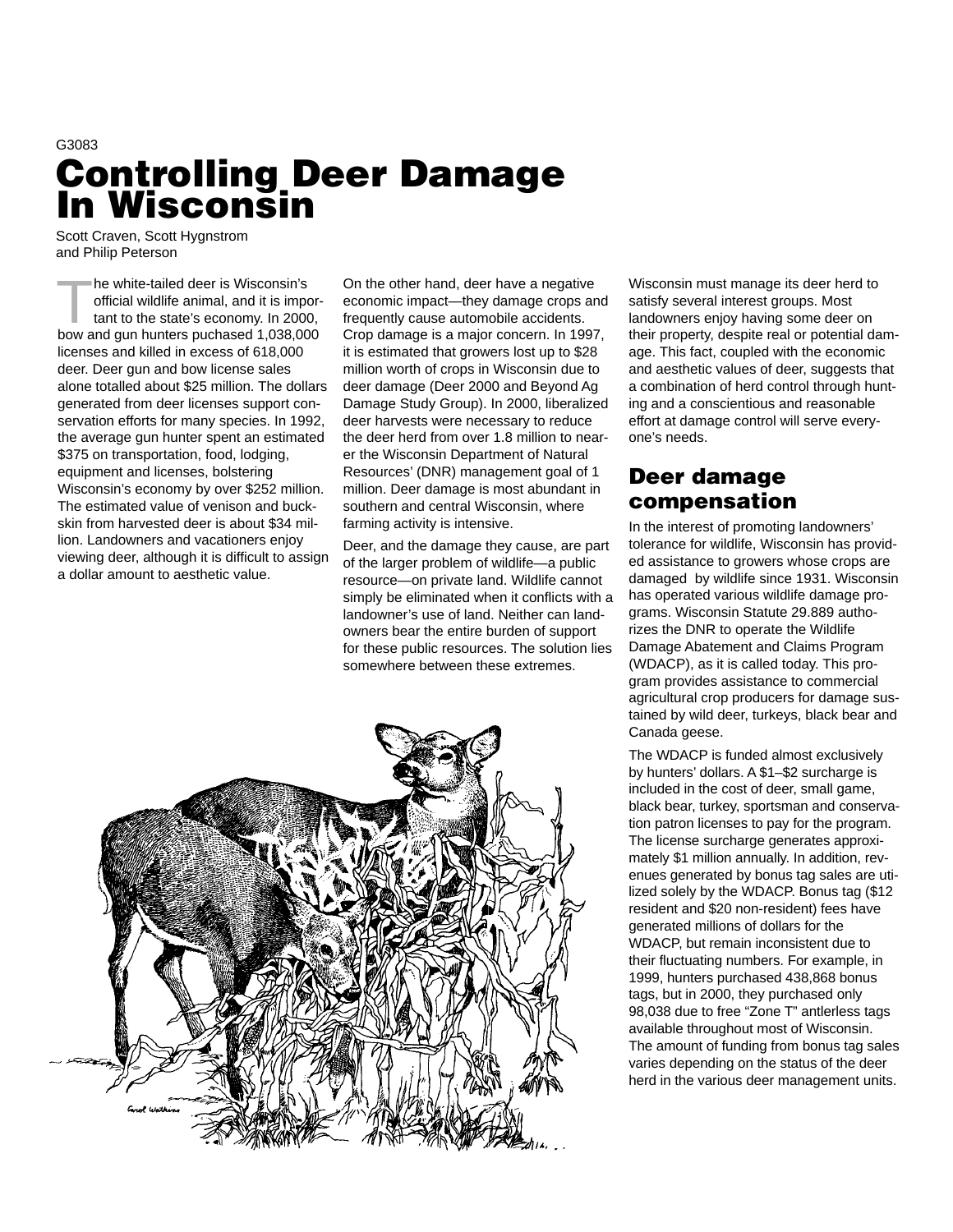G3083

# Controlling Deer Damage In Wisconsin

Scott Craven, Scott Hygnstrom and Philip Peterson

The white-tailed deer is Wisconsin's official wildlife animal, and it is important to the state's economy. In 2000, bow and gun hunters puchased 1,038,000 licenses and killed in excess of 618,000 deer. Deer gun and bow license sales alone totalled about $25 million. The dollars generated from deer licenses support conservation efforts for many species. In 1992, the average gun hunter spent an estimated $375 on transportation, food, lodging, equipment and licenses, bolstering Wisconsin's economy by over $252 million. The estimated value of venison and buckskin from harvested deer is about $34 million. Landowners and vacationers enjoy viewing deer, although it is difficult to assign a dollar amount to aesthetic value.

On the other hand, deer have a negative economic impact—they damage crops and frequently cause automobile accidents. Crop damage is a major concern. In 1997, it is estimated that growers lost up to $28 million worth of crops in Wisconsin due to deer damage (Deer 2000 and Beyond Ag Damage Study Group). In 2000, liberalized deer harvests were necessary to reduce the deer herd from over 1.8 million to nearer the Wisconsin Department of Natural Resources' (DNR) management goal of 1 million. Deer damage is most abundant in southern and central Wisconsin, where farming activity is intensive.

Deer, and the damage they cause, are part of the larger problem of wildlife—a public resource—on private land. Wildlife cannot simply be eliminated when it conflicts with a landowner's use of land. Neither can landowners bear the entire burden of support for these public resources. The solution lies somewhere between these extremes.

Wisconsin must manage its deer herd to satisfy several interest groups. Most landowners enjoy having some deer on their property, despite real or potential damage. This fact, coupled with the economic and aesthetic values of deer, suggests that a combination of herd control through hunting and a conscientious and reasonable effort at damage control will serve everyone's needs.

## Deer damage compensation

In the interest of promoting landowners' tolerance for wildlife, Wisconsin has provided assistance to growers whose crops are damaged by wildlife since 1931. Wisconsin has operated various wildlife damage programs. Wisconsin Statute 29.889 authorizes the DNR to operate the Wildlife Damage Abatement and Claims Program (WDACP), as it is called today. This program provides assistance to commercial agricultural crop producers for damage sustained by wild deer, turkeys, black bear and Canada geese.

The WDACP is funded almost exclusively by hunters' dollars. A $1–$2 surcharge is included in the cost of deer, small game, black bear, turkey, sportsman and conservation patron licenses to pay for the program. The license surcharge generates approximately $1 million annually. In addition, revenues generated by bonus tag sales are utilized solely by the WDACP. Bonus tag ($12 resident and $20 non-resident) fees have generated millions of dollars for the WDACP, but remain inconsistent due to their fluctuating numbers. For example, in 1999, hunters purchased 438,868 bonus tags, but in 2000, they purchased only 98,038 due to free "Zone T" antlerless tags available throughout most of Wisconsin. The amount of funding from bonus tag sales varies depending on the status of the deer herd in the various deer management units.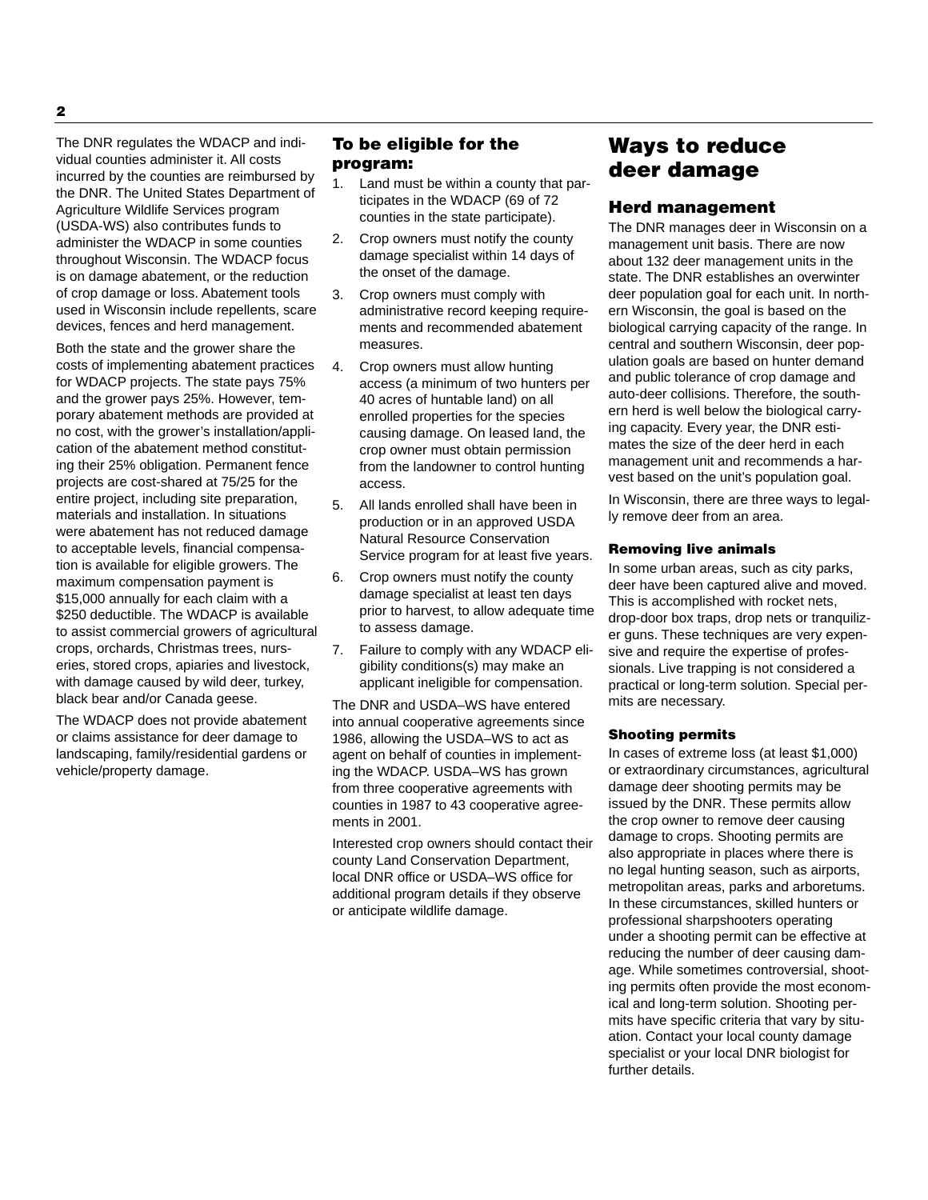The DNR regulates the WDACP and individual counties administer it. All costs incurred by the counties are reimbursed by the DNR. The United States Department of Agriculture Wildlife Services program (USDA-WS) also contributes funds to administer the WDACP in some counties throughout Wisconsin. The WDACP focus is on damage abatement, or the reduction of crop damage or loss. Abatement tools used in Wisconsin include repellents, scare devices, fences and herd management.

Both the state and the grower share the costs of implementing abatement practices for WDACP projects. The state pays 75% and the grower pays 25%. However, temporary abatement methods are provided at no cost, with the grower's installation/application of the abatement method constituting their 25% obligation. Permanent fence projects are cost-shared at 75/25 for the entire project, including site preparation, materials and installation. In situations were abatement has not reduced damage to acceptable levels, financial compensation is available for eligible growers. The maximum compensation payment is $15,000 annually for each claim with a $250 deductible. The WDACP is available to assist commercial growers of agricultural crops, orchards, Christmas trees, nurseries, stored crops, apiaries and livestock, with damage caused by wild deer, turkey, black bear and/or Canada geese.

The WDACP does not provide abatement or claims assistance for deer damage to landscaping, family/residential gardens or vehicle/property damage.

### To be eligible for the program:

1. Land must be within a county that participates in the WDACP (69 of 72 counties in the state participate).
2. Crop owners must notify the county damage specialist within 14 days of the onset of the damage.
3. Crop owners must comply with administrative record keeping requirements and recommended abatement measures.
4. Crop owners must allow hunting access (a minimum of two hunters per 40 acres of huntable land) on all enrolled properties for the species causing damage. On leased land, the crop owner must obtain permission from the landowner to control hunting access.
5. All lands enrolled shall have been in production or in an approved USDA Natural Resource Conservation Service program for at least five years.
6. Crop owners must notify the county damage specialist at least ten days prior to harvest, to allow adequate time to assess damage.
7. Failure to comply with any WDACP eligibility conditions(s) may make an applicant ineligible for compensation.

The DNR and USDA–WS have entered into annual cooperative agreements since 1986, allowing the USDA–WS to act as agent on behalf of counties in implementing the WDACP. USDA–WS has grown from three cooperative agreements with counties in 1987 to 43 cooperative agreements in 2001.

Interested crop owners should contact their county Land Conservation Department, local DNR office or USDA–WS office for additional program details if they observe or anticipate wildlife damage.

# Ways to reduce deer damage

## Herd management

The DNR manages deer in Wisconsin on a management unit basis. There are now about 132 deer management units in the state. The DNR establishes an overwinter deer population goal for each unit. In northern Wisconsin, the goal is based on the biological carrying capacity of the range. In central and southern Wisconsin, deer population goals are based on hunter demand and public tolerance of crop damage and auto-deer collisions. Therefore, the southern herd is well below the biological carrying capacity. Every year, the DNR estimates the size of the deer herd in each management unit and recommends a harvest based on the unit's population goal.

In Wisconsin, there are three ways to legally remove deer from an area.

### Removing live animals

In some urban areas, such as city parks, deer have been captured alive and moved. This is accomplished with rocket nets, drop-door box traps, drop nets or tranquilizer guns. These techniques are very expensive and require the expertise of professionals. Live trapping is not considered a practical or long-term solution. Special permits are necessary.

### Shooting permits

In cases of extreme loss (at least $1,000) or extraordinary circumstances, agricultural damage deer shooting permits may be issued by the DNR. These permits allow the crop owner to remove deer causing damage to crops. Shooting permits are also appropriate in places where there is no legal hunting season, such as airports, metropolitan areas, parks and arboretums. In these circumstances, skilled hunters or professional sharpshooters operating under a shooting permit can be effective at reducing the number of deer causing damage. While sometimes controversial, shooting permits often provide the most economical and long-term solution. Shooting permits have specific criteria that vary by situation. Contact your local county damage specialist or your local DNR biologist for further details.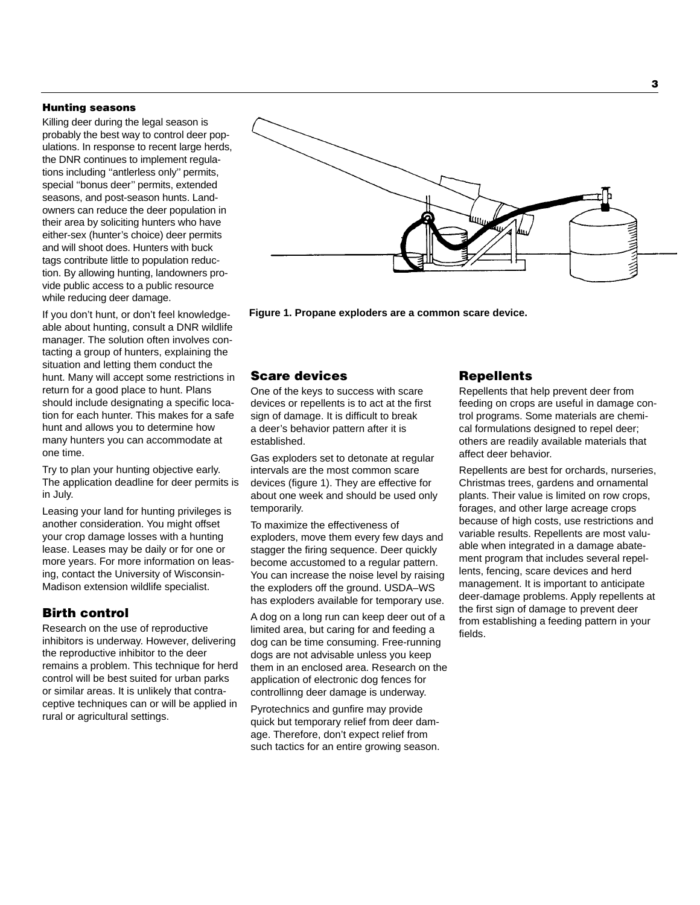### Hunting seasons

Killing deer during the legal season is probably the best way to control deer populations. In response to recent large herds, the DNR continues to implement regulations including ''antlerless only'' permits, special ''bonus deer'' permits, extended seasons, and post-season hunts. Landowners can reduce the deer population in their area by soliciting hunters who have either-sex (hunter's choice) deer permits and will shoot does. Hunters with buck tags contribute little to population reduction. By allowing hunting, landowners provide public access to a public resource while reducing deer damage.

If you don't hunt, or don't feel knowledgeable about hunting, consult a DNR wildlife manager. The solution often involves contacting a group of hunters, explaining the situation and letting them conduct the hunt. Many will accept some restrictions in return for a good place to hunt. Plans should include designating a specific location for each hunter. This makes for a safe hunt and allows you to determine how many hunters you can accommodate at one time.

Try to plan your hunting objective early. The application deadline for deer permits is in July.

Leasing your land for hunting privileges is another consideration. You might offset your crop damage losses with a hunting lease. Leases may be daily or for one or more years. For more information on leasing, contact the University of Wisconsin-Madison extension wildlife specialist.

## Birth control

Research on the use of reproductive inhibitors is underway. However, delivering the reproductive inhibitor to the deer remains a problem. This technique for herd control will be best suited for urban parks or similar areas. It is unlikely that contraceptive techniques can or will be applied in rural or agricultural settings.

**Figure 1. Propane exploders are a common scare device.**

## Scare devices

One of the keys to success with scare devices or repellents is to act at the first sign of damage. It is difficult to break a deer's behavior pattern after it is established.

Gas exploders set to detonate at regular intervals are the most common scare devices (figure 1). They are effective for about one week and should be used only temporarily.

To maximize the effectiveness of exploders, move them every few days and stagger the firing sequence. Deer quickly become accustomed to a regular pattern. You can increase the noise level by raising the exploders off the ground. USDA–WS has exploders available for temporary use.

A dog on a long run can keep deer out of a limited area, but caring for and feeding a dog can be time consuming. Free-running dogs are not advisable unless you keep them in an enclosed area. Research on the application of electronic dog fences for controllinng deer damage is underway.

Pyrotechnics and gunfire may provide quick but temporary relief from deer damage. Therefore, don't expect relief from such tactics for an entire growing season.

## Repellents

Repellents that help prevent deer from feeding on crops are useful in damage control programs. Some materials are chemical formulations designed to repel deer; others are readily available materials that affect deer behavior.

Repellents are best for orchards, nurseries, Christmas trees, gardens and ornamental plants. Their value is limited on row crops, forages, and other large acreage crops because of high costs, use restrictions and variable results. Repellents are most valuable when integrated in a damage abatement program that includes several repellents, fencing, scare devices and herd management. It is important to anticipate deer-damage problems. Apply repellents at the first sign of damage to prevent deer from establishing a feeding pattern in your fields.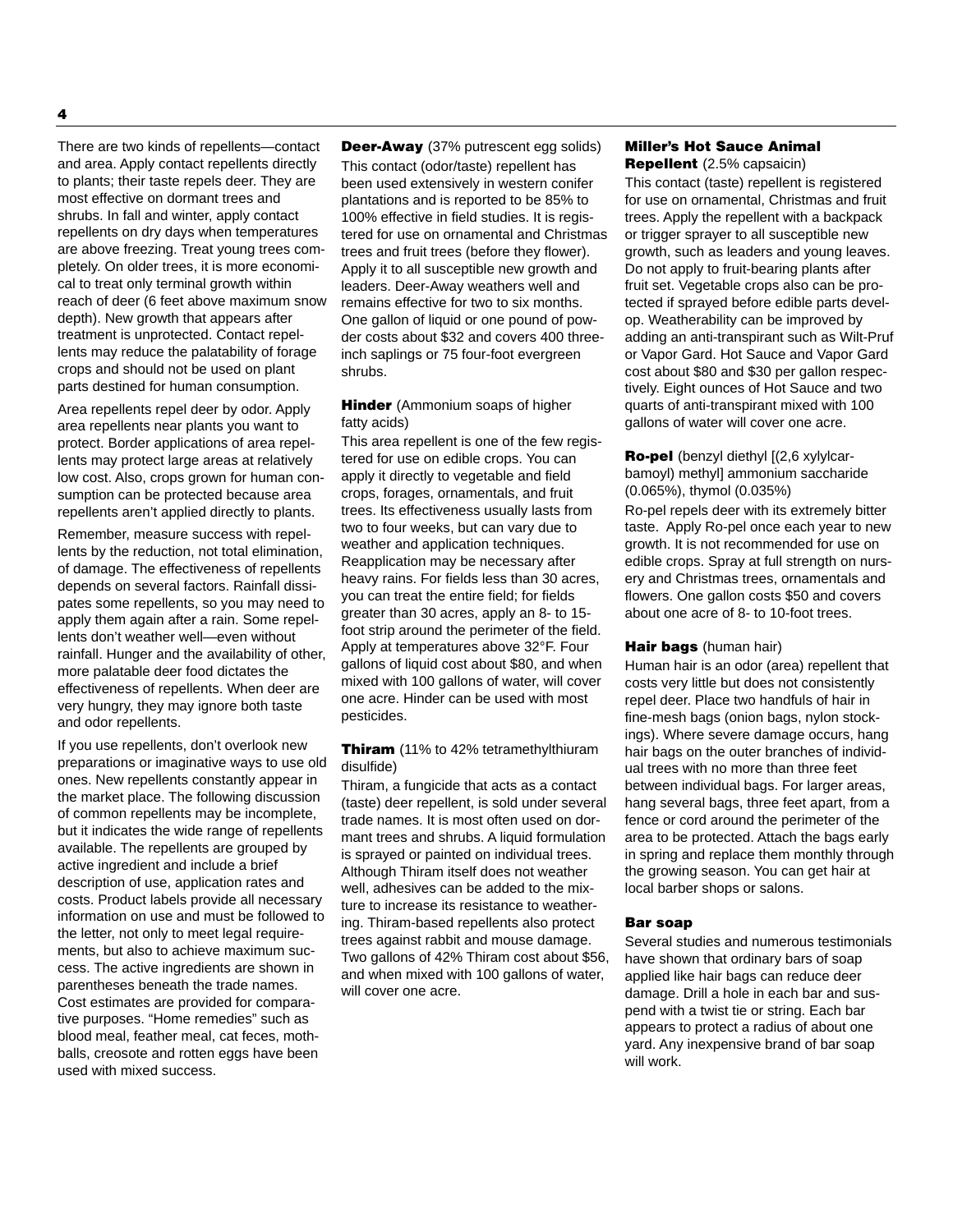There are two kinds of repellents—contact and area. Apply contact repellents directly to plants; their taste repels deer. They are most effective on dormant trees and shrubs. In fall and winter, apply contact repellents on dry days when temperatures are above freezing. Treat young trees completely. On older trees, it is more economical to treat only terminal growth within reach of deer (6 feet above maximum snow depth). New growth that appears after treatment is unprotected. Contact repellents may reduce the palatability of forage crops and should not be used on plant parts destined for human consumption.

Area repellents repel deer by odor. Apply area repellents near plants you want to protect. Border applications of area repellents may protect large areas at relatively low cost. Also, crops grown for human consumption can be protected because area repellents aren't applied directly to plants.

Remember, measure success with repellents by the reduction, not total elimination, of damage. The effectiveness of repellents depends on several factors. Rainfall dissipates some repellents, so you may need to apply them again after a rain. Some repellents don't weather well—even without rainfall. Hunger and the availability of other, more palatable deer food dictates the effectiveness of repellents. When deer are very hungry, they may ignore both taste and odor repellents.

If you use repellents, don't overlook new preparations or imaginative ways to use old ones. New repellents constantly appear in the market place. The following discussion of common repellents may be incomplete, but it indicates the wide range of repellents available. The repellents are grouped by active ingredient and include a brief description of use, application rates and costs. Product labels provide all necessary information on use and must be followed to the letter, not only to meet legal requirements, but also to achieve maximum success. The active ingredients are shown in parentheses beneath the trade names. Cost estimates are provided for comparative purposes. "Home remedies" such as blood meal, feather meal, cat feces, mothballs, creosote and rotten eggs have been used with mixed success.

**Deer-Away** (37% putrescent egg solids)

This contact (odor/taste) repellent has been used extensively in western conifer plantations and is reported to be 85% to 100% effective in field studies. It is registered for use on ornamental and Christmas trees and fruit trees (before they flower). Apply it to all susceptible new growth and leaders. Deer-Away weathers well and remains effective for two to six months. One gallon of liquid or one pound of powder costs about $32 and covers 400 three-inch saplings or 75 four-foot evergreen shrubs.

**Hinder** (Ammonium soaps of higher fatty acids)

This area repellent is one of the few registered for use on edible crops. You can apply it directly to vegetable and field crops, forages, ornamentals, and fruit trees. Its effectiveness usually lasts from two to four weeks, but can vary due to weather and application techniques. Reapplication may be necessary after heavy rains. For fields less than 30 acres, you can treat the entire field; for fields greater than 30 acres, apply an 8- to 15-foot strip around the perimeter of the field. Apply at temperatures above 32°F. Four gallons of liquid cost about $80, and when mixed with 100 gallons of water, will cover one acre. Hinder can be used with most pesticides.

**Thiram** (11% to 42% tetramethylthiuram disulfide)

Thiram, a fungicide that acts as a contact (taste) deer repellent, is sold under several trade names. It is most often used on dormant trees and shrubs. A liquid formulation is sprayed or painted on individual trees. Although Thiram itself does not weather well, adhesives can be added to the mixture to increase its resistance to weathering. Thiram-based repellents also protect trees against rabbit and mouse damage. Two gallons of 42% Thiram cost about $56, and when mixed with 100 gallons of water, will cover one acre.

**Miller's Hot Sauce Animal Repellent** (2.5% capsaicin)

This contact (taste) repellent is registered for use on ornamental, Christmas and fruit trees. Apply the repellent with a backpack or trigger sprayer to all susceptible new growth, such as leaders and young leaves. Do not apply to fruit-bearing plants after fruit set. Vegetable crops also can be protected if sprayed before edible parts develop. Weatherability can be improved by adding an anti-transpirant such as Wilt-Pruf or Vapor Gard. Hot Sauce and Vapor Gard cost about $80 and $30 per gallon respectively. Eight ounces of Hot Sauce and two quarts of anti-transpirant mixed with 100 gallons of water will cover one acre.

**Ro-pel** (benzyl diethyl [(2,6 xylylcarbamoyl) methyl] ammonium saccharide (0.065%), thymol (0.035%)

Ro-pel repels deer with its extremely bitter taste. Apply Ro-pel once each year to new growth. It is not recommended for use on edible crops. Spray at full strength on nursery and Christmas trees, ornamentals and flowers. One gallon costs $50 and covers about one acre of 8- to 10-foot trees.

**Hair bags** (human hair)

Human hair is an odor (area) repellent that costs very little but does not consistently repel deer. Place two handfuls of hair in fine-mesh bags (onion bags, nylon stockings). Where severe damage occurs, hang hair bags on the outer branches of individual trees with no more than three feet between individual bags. For larger areas, hang several bags, three feet apart, from a fence or cord around the perimeter of the area to be protected. Attach the bags early in spring and replace them monthly through the growing season. You can get hair at local barber shops or salons.

**Bar soap**

Several studies and numerous testimonials have shown that ordinary bars of soap applied like hair bags can reduce deer damage. Drill a hole in each bar and suspend with a twist tie or string. Each bar appears to protect a radius of about one yard. Any inexpensive brand of bar soap will work.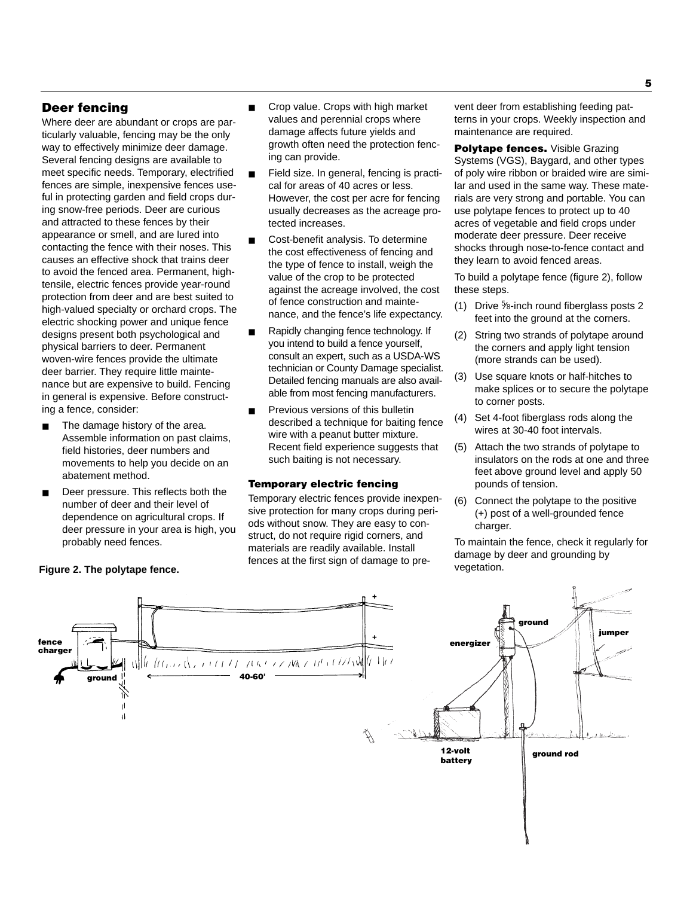## Deer fencing

Where deer are abundant or crops are particularly valuable, fencing may be the only way to effectively minimize deer damage. Several fencing designs are available to meet specific needs. Temporary, electrified fences are simple, inexpensive fences useful in protecting garden and field crops during snow-free periods. Deer are curious and attracted to these fences by their appearance or smell, and are lured into contacting the fence with their noses. This causes an effective shock that trains deer to avoid the fenced area. Permanent, high-tensile, electric fences provide year-round protection from deer and are best suited to high-valued specialty or orchard crops. The electric shocking power and unique fence designs present both psychological and physical barriers to deer. Permanent woven-wire fences provide the ultimate deer barrier. They require little maintenance but are expensive to build. Fencing in general is expensive. Before constructing a fence, consider:

- The damage history of the area. Assemble information on past claims, field histories, deer numbers and movements to help you decide on an abatement method.
- Deer pressure. This reflects both the number of deer and their level of dependence on agricultural crops. If deer pressure in your area is high, you probably need fences.
- Crop value. Crops with high market values and perennial crops where damage affects future yields and growth often need the protection fencing can provide.
- Field size. In general, fencing is practical for areas of 40 acres or less. However, the cost per acre for fencing usually decreases as the acreage protected increases.
- Cost-benefit analysis. To determine the cost effectiveness of fencing and the type of fence to install, weigh the value of the crop to be protected against the acreage involved, the cost of fence construction and maintenance, and the fence's life expectancy.
- Rapidly changing fence technology. If you intend to build a fence yourself, consult an expert, such as a USDA-WS technician or County Damage specialist. Detailed fencing manuals are also available from most fencing manufacturers.
- Previous versions of this bulletin described a technique for baiting fence wire with a peanut butter mixture. Recent field experience suggests that such baiting is not necessary.

### Temporary electric fencing

Temporary electric fences provide inexpensive protection for many crops during periods without snow. They are easy to construct, do not require rigid corners, and materials are readily available. Install fences at the first sign of damage to prevent deer from establishing feeding patterns in your crops. Weekly inspection and maintenance are required.

**Polytape fences.** Visible Grazing Systems (VGS), Baygard, and other types of poly wire ribbon or braided wire are similar and used in the same way. These materials are very strong and portable. You can use polytape fences to protect up to 40 acres of vegetable and field crops under moderate deer pressure. Deer receive shocks through nose-to-fence contact and they learn to avoid fenced areas.

To build a polytape fence (figure 2), follow these steps.

1. Drive ⅝-inch round fiberglass posts 2 feet into the ground at the corners.
2. String two strands of polytape around the corners and apply light tension (more strands can be used).
3. Use square knots or half-hitches to make splices or to secure the polytape to corner posts.
4. Set 4-foot fiberglass rods along the wires at 30-40 foot intervals.
5. Attach the two strands of polytape to insulators on the rods at one and three feet above ground level and apply 50 pounds of tension.
6. Connect the polytape to the positive (+) post of a well-grounded fence charger.

To maintain the fence, check it regularly for damage by deer and grounding by vegetation.

**Figure 2. The polytape fence.**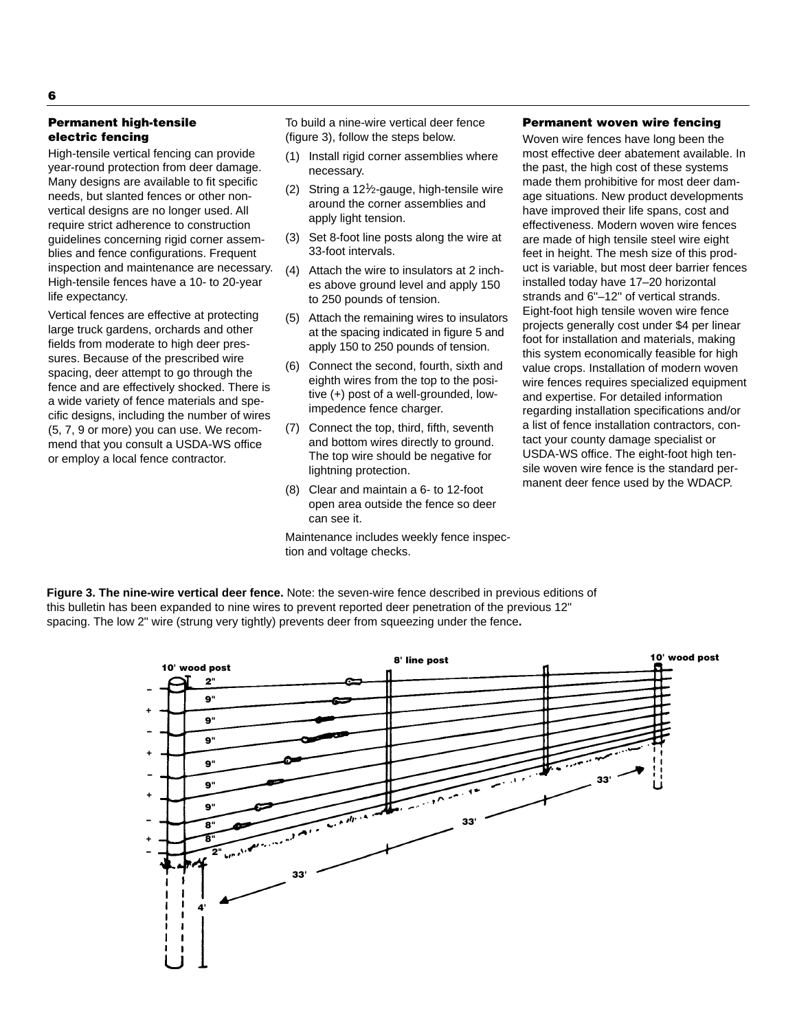### Permanent high-tensile electric fencing

High-tensile vertical fencing can provide year-round protection from deer damage. Many designs are available to fit specific needs, but slanted fences or other non-vertical designs are no longer used. All require strict adherence to construction guidelines concerning rigid corner assemblies and fence configurations. Frequent inspection and maintenance are necessary. High-tensile fences have a 10- to 20-year life expectancy.

Vertical fences are effective at protecting large truck gardens, orchards and other fields from moderate to high deer pressures. Because of the prescribed wire spacing, deer attempt to go through the fence and are effectively shocked. There is a wide variety of fence materials and specific designs, including the number of wires (5, 7, 9 or more) you can use. We recommend that you consult a USDA-WS office or employ a local fence contractor.

To build a nine-wire vertical deer fence (figure 3), follow the steps below.

(1) Install rigid corner assemblies where necessary.

(2) String a 12½-gauge, high-tensile wire around the corner assemblies and apply light tension.

(3) Set 8-foot line posts along the wire at 33-foot intervals.

(4) Attach the wire to insulators at 2 inches above ground level and apply 150 to 250 pounds of tension.

(5) Attach the remaining wires to insulators at the spacing indicated in figure 5 and apply 150 to 250 pounds of tension.

(6) Connect the second, fourth, sixth and eighth wires from the top to the positive (+) post of a well-grounded, low-impedence fence charger.

(7) Connect the top, third, fifth, seventh and bottom wires directly to ground. The top wire should be negative for lightning protection.

(8) Clear and maintain a 6- to 12-foot open area outside the fence so deer can see it.

Maintenance includes weekly fence inspection and voltage checks.

### Permanent woven wire fencing

Woven wire fences have long been the most effective deer abatement available. In the past, the high cost of these systems made them prohibitive for most deer damage situations. New product developments have improved their life spans, cost and effectiveness. Modern woven wire fences are made of high tensile steel wire eight feet in height. The mesh size of this product is variable, but most deer barrier fences installed today have 17–20 horizontal strands and 6"–12" of vertical strands. Eight-foot high tensile woven wire fence projects generally cost under $4 per linear foot for installation and materials, making this system economically feasible for high value crops. Installation of modern woven wire fences requires specialized equipment and expertise. For detailed information regarding installation specifications and/or a list of fence installation contractors, contact your county damage specialist or USDA-WS office. The eight-foot high tensile woven wire fence is the standard permanent deer fence used by the WDACP.

**Figure 3. The nine-wire vertical deer fence.** Note: the seven-wire fence described in previous editions of this bulletin has been expanded to nine wires to prevent reported deer penetration of the previous 12" spacing. The low 2" wire (strung very tightly) prevents deer from squeezing under the fence**.**

10' wood post | 8' line post | 10' wood post

2" | 9" | 9" | 9" | 9" | 9" | 9" | 8" | 8" | 2"

– + – + – + – + –

33' | 33' | 33' | 4'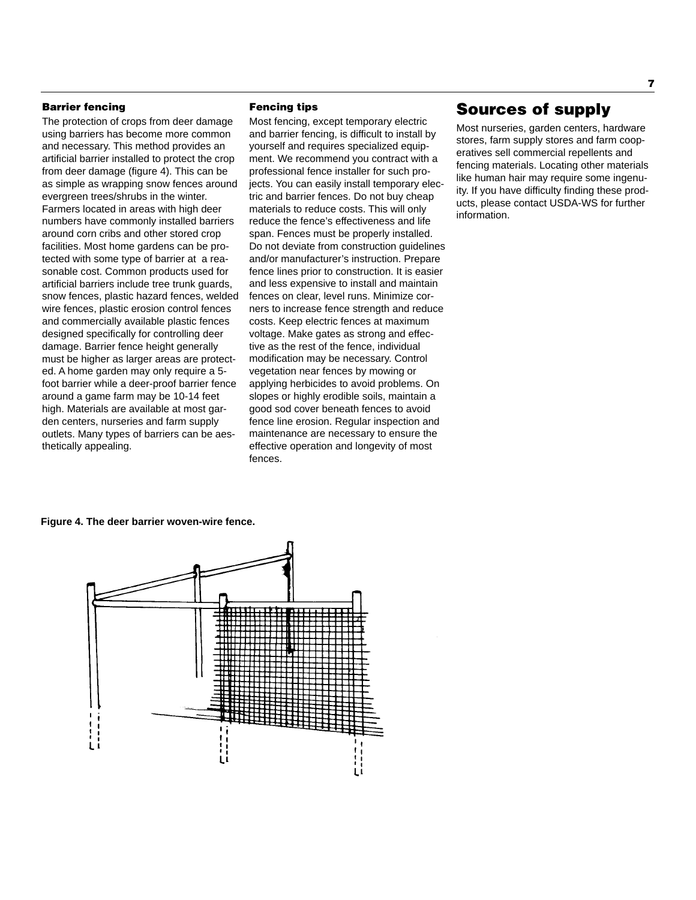### Barrier fencing

The protection of crops from deer damage using barriers has become more common and necessary. This method provides an artificial barrier installed to protect the crop from deer damage (figure 4). This can be as simple as wrapping snow fences around evergreen trees/shrubs in the winter. Farmers located in areas with high deer numbers have commonly installed barriers around corn cribs and other stored crop facilities. Most home gardens can be protected with some type of barrier at a reasonable cost. Common products used for artificial barriers include tree trunk guards, snow fences, plastic hazard fences, welded wire fences, plastic erosion control fences and commercially available plastic fences designed specifically for controlling deer damage. Barrier fence height generally must be higher as larger areas are protected. A home garden may only require a 5-foot barrier while a deer-proof barrier fence around a game farm may be 10-14 feet high. Materials are available at most garden centers, nurseries and farm supply outlets. Many types of barriers can be aesthetically appealing.

### Fencing tips

Most fencing, except temporary electric and barrier fencing, is difficult to install by yourself and requires specialized equipment. We recommend you contract with a professional fence installer for such projects. You can easily install temporary electric and barrier fences. Do not buy cheap materials to reduce costs. This will only reduce the fence's effectiveness and life span. Fences must be properly installed. Do not deviate from construction guidelines and/or manufacturer's instruction. Prepare fence lines prior to construction. It is easier and less expensive to install and maintain fences on clear, level runs. Minimize corners to increase fence strength and reduce costs. Keep electric fences at maximum voltage. Make gates as strong and effective as the rest of the fence, individual modification may be necessary. Control vegetation near fences by mowing or applying herbicides to avoid problems. On slopes or highly erodible soils, maintain a good sod cover beneath fences to avoid fence line erosion. Regular inspection and maintenance are necessary to ensure the effective operation and longevity of most fences.

## Sources of supply

Most nurseries, garden centers, hardware stores, farm supply stores and farm cooperatives sell commercial repellents and fencing materials. Locating other materials like human hair may require some ingenuity. If you have difficulty finding these products, please contact USDA-WS for further information.

**Figure 4. The deer barrier woven-wire fence.**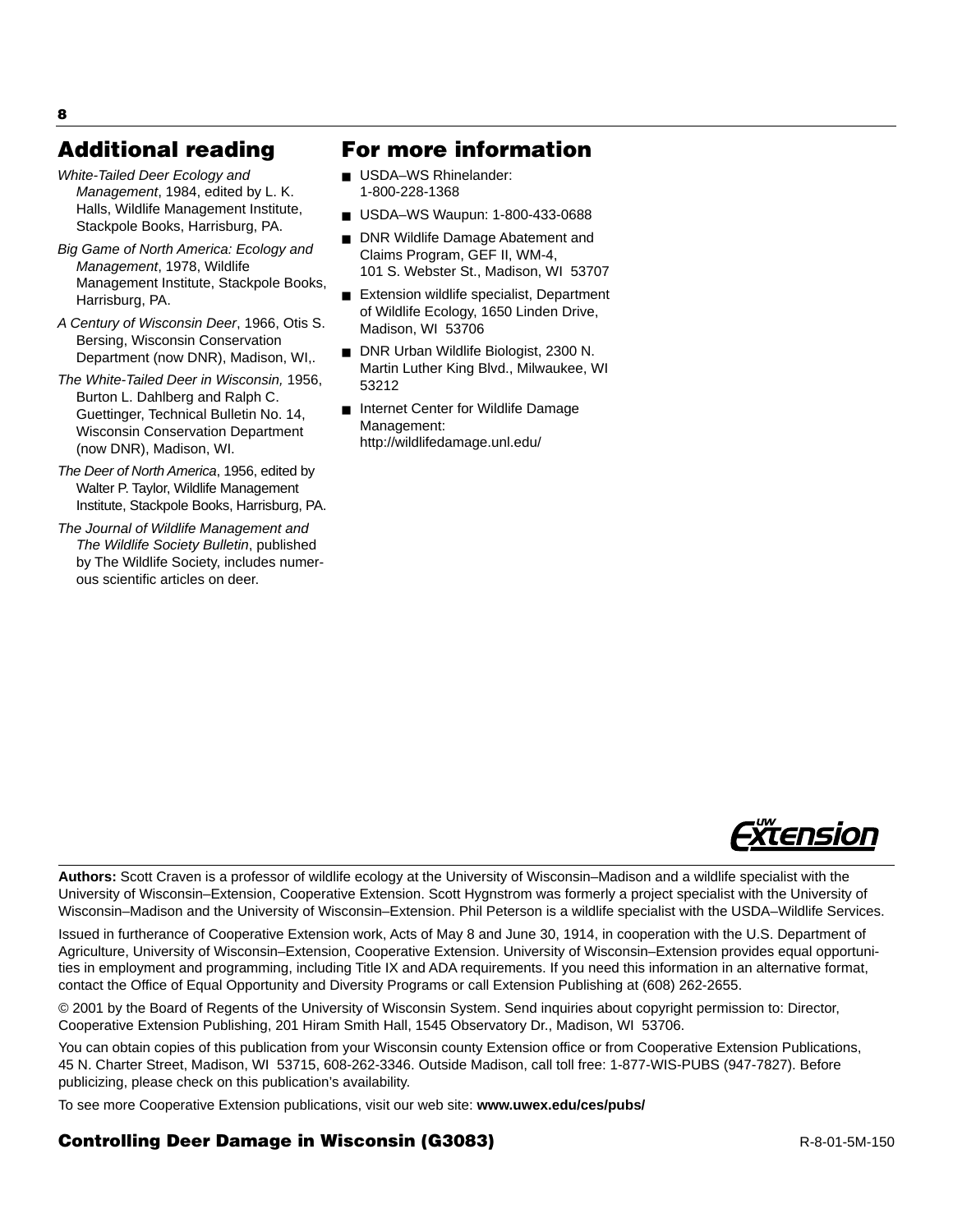## Additional reading

*White-Tailed Deer Ecology and Management*, 1984, edited by L. K. Halls, Wildlife Management Institute, Stackpole Books, Harrisburg, PA.

*Big Game of North America: Ecology and Management*, 1978, Wildlife Management Institute, Stackpole Books, Harrisburg, PA.

*A Century of Wisconsin Deer*, 1966, Otis S. Bersing, Wisconsin Conservation Department (now DNR), Madison, WI,.

*The White-Tailed Deer in Wisconsin,* 1956, Burton L. Dahlberg and Ralph C. Guettinger, Technical Bulletin No. 14, Wisconsin Conservation Department (now DNR), Madison, WI.

*The Deer of North America*, 1956, edited by Walter P. Taylor, Wildlife Management Institute, Stackpole Books, Harrisburg, PA.

*The Journal of Wildlife Management and The Wildlife Society Bulletin*, published by The Wildlife Society, includes numerous scientific articles on deer.

## For more information

- USDA–WS Rhinelander: 1-800-228-1368
- USDA–WS Waupun: 1-800-433-0688
- DNR Wildlife Damage Abatement and Claims Program, GEF II, WM-4, 101 S. Webster St., Madison, WI 53707
- Extension wildlife specialist, Department of Wildlife Ecology, 1650 Linden Drive, Madison, WI 53706
- DNR Urban Wildlife Biologist, 2300 N. Martin Luther King Blvd., Milwaukee, WI 53212
- Internet Center for Wildlife Damage Management: http://wildlifedamage.unl.edu/

UW Extension

**Authors:** Scott Craven is a professor of wildlife ecology at the University of Wisconsin–Madison and a wildlife specialist with the University of Wisconsin–Extension, Cooperative Extension. Scott Hygnstrom was formerly a project specialist with the University of Wisconsin–Madison and the University of Wisconsin–Extension. Phil Peterson is a wildlife specialist with the USDA–Wildlife Services.

Issued in furtherance of Cooperative Extension work, Acts of May 8 and June 30, 1914, in cooperation with the U.S. Department of Agriculture, University of Wisconsin–Extension, Cooperative Extension. University of Wisconsin–Extension provides equal opportunities in employment and programming, including Title IX and ADA requirements. If you need this information in an alternative format, contact the Office of Equal Opportunity and Diversity Programs or call Extension Publishing at (608) 262-2655.

© 2001 by the Board of Regents of the University of Wisconsin System. Send inquiries about copyright permission to: Director, Cooperative Extension Publishing, 201 Hiram Smith Hall, 1545 Observatory Dr., Madison, WI 53706.

You can obtain copies of this publication from your Wisconsin county Extension office or from Cooperative Extension Publications, 45 N. Charter Street, Madison, WI 53715, 608-262-3346. Outside Madison, call toll free: 1-877-WIS-PUBS (947-7827). Before publicizing, please check on this publication's availability.

To see more Cooperative Extension publications, visit our web site: **www.uwex.edu/ces/pubs/**

**Controlling Deer Damage in Wisconsin (G3083)** R-8-01-5M-150